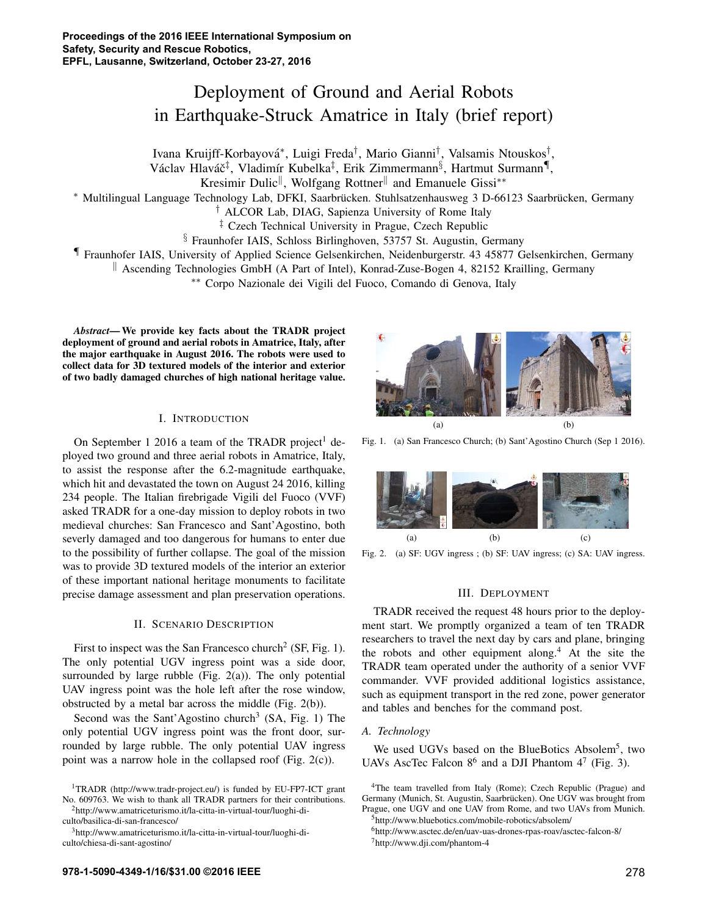# Deployment of Ground and Aerial Robots in Earthquake-Struck Amatrice in Italy (brief report)

Ivana Kruijff-Korbayová*, Luigi Freda†, Mario Gianni†, Valsamis Ntouskos†, Václav Hlaváč‡, Vladimír Kubelka‡, Erik Zimmermann§, Hartmut Surmann¶, Kresimir Dulic‖, Wolfgang Rottner‖ and Emanuele Gissi**

* Multilingual Language Technology Lab, DFKI, Saarbrücken. Stuhlsatzenhausweg 3 D-66123 Saarbrücken, Germany
† ALCOR Lab, DIAG, Sapienza University of Rome Italy
‡ Czech Technical University in Prague, Czech Republic
§ Fraunhofer IAIS, Schloss Birlinghoven, 53757 St. Augustin, Germany
¶ Fraunhofer IAIS, University of Applied Science Gelsenkirchen, Neidenburgerstr. 43 45877 Gelsenkirchen, Germany
‖ Ascending Technologies GmbH (A Part of Intel), Konrad-Zuse-Bogen 4, 82152 Krailling, Germany
** Corpo Nazionale dei Vigili del Fuoco, Comando di Genova, Italy

***Abstract*— We provide key facts about the TRADR project deployment of ground and aerial robots in Amatrice, Italy, after the major earthquake in August 2016. The robots were used to collect data for 3D textured models of the interior and exterior of two badly damaged churches of high national heritage value.**

## I. Introduction

On September 1 2016 a team of the TRADR project[1] deployed two ground and three aerial robots in Amatrice, Italy, to assist the response after the 6.2-magnitude earthquake, which hit and devastated the town on August 24 2016, killing 234 people. The Italian firebrigade Vigili del Fuoco (VVF) asked TRADR for a one-day mission to deploy robots in two medieval churches: San Francesco and Sant'Agostino, both severly damaged and too dangerous for humans to enter due to the possibility of further collapse. The goal of the mission was to provide 3D textured models of the interior an exterior of these important national heritage monuments to facilitate precise damage assessment and plan preservation operations.

## II. Scenario Description

First to inspect was the San Francesco church[2] (SF, Fig. 1). The only potential UGV ingress point was a side door, surrounded by large rubble (Fig. 2(a)). The only potential UAV ingress point was the hole left after the rose window, obstructed by a metal bar across the middle (Fig. 2(b)).

Second was the Sant'Agostino church[3] (SA, Fig. 1) The only potential UGV ingress point was the front door, surrounded by large rubble. The only potential UAV ingress point was a narrow hole in the collapsed roof (Fig. 2(c)).

Fig. 1. (a) San Francesco Church; (b) Sant'Agostino Church (Sep 1 2016).

Fig. 2. (a) SF: UGV ingress ; (b) SF: UAV ingress; (c) SA: UAV ingress.

## III. Deployment

TRADR received the request 48 hours prior to the deployment start. We promptly organized a team of ten TRADR researchers to travel the next day by cars and plane, bringing the robots and other equipment along.[4] At the site the TRADR team operated under the authority of a senior VVF commander. VVF provided additional logistics assistance, such as equipment transport in the red zone, power generator and tables and benches for the command post.

### A. Technology

We used UGVs based on the BlueBotics Absolem[5], two UAVs AscTec Falcon 8[6] and a DJI Phantom 4[7] (Fig. 3).

[1]TRADR (http://www.tradr-project.eu/) is funded by EU-FP7-ICT grant No. 609763. We wish to thank all TRADR partners for their contributions.

[2]http://www.amatriceturismo.it/la-citta-in-virtual-tour/luoghi-di-culto/basilica-di-san-francesco/

[3]http://www.amatriceturismo.it/la-citta-in-virtual-tour/luoghi-di-culto/chiesa-di-sant-agostino/

[4]The team travelled from Italy (Rome); Czech Republic (Prague) and Germany (Munich, St. Augustin, Saarbrücken). One UGV was brought from Prague, one UGV and one UAV from Rome, and two UAVs from Munich.

[5]http://www.bluebotics.com/mobile-robotics/absolem/

[6]http://www.asctec.de/en/uav-uas-drones-rpas-roav/asctec-falcon-8/

[7]http://www.dji.com/phantom-4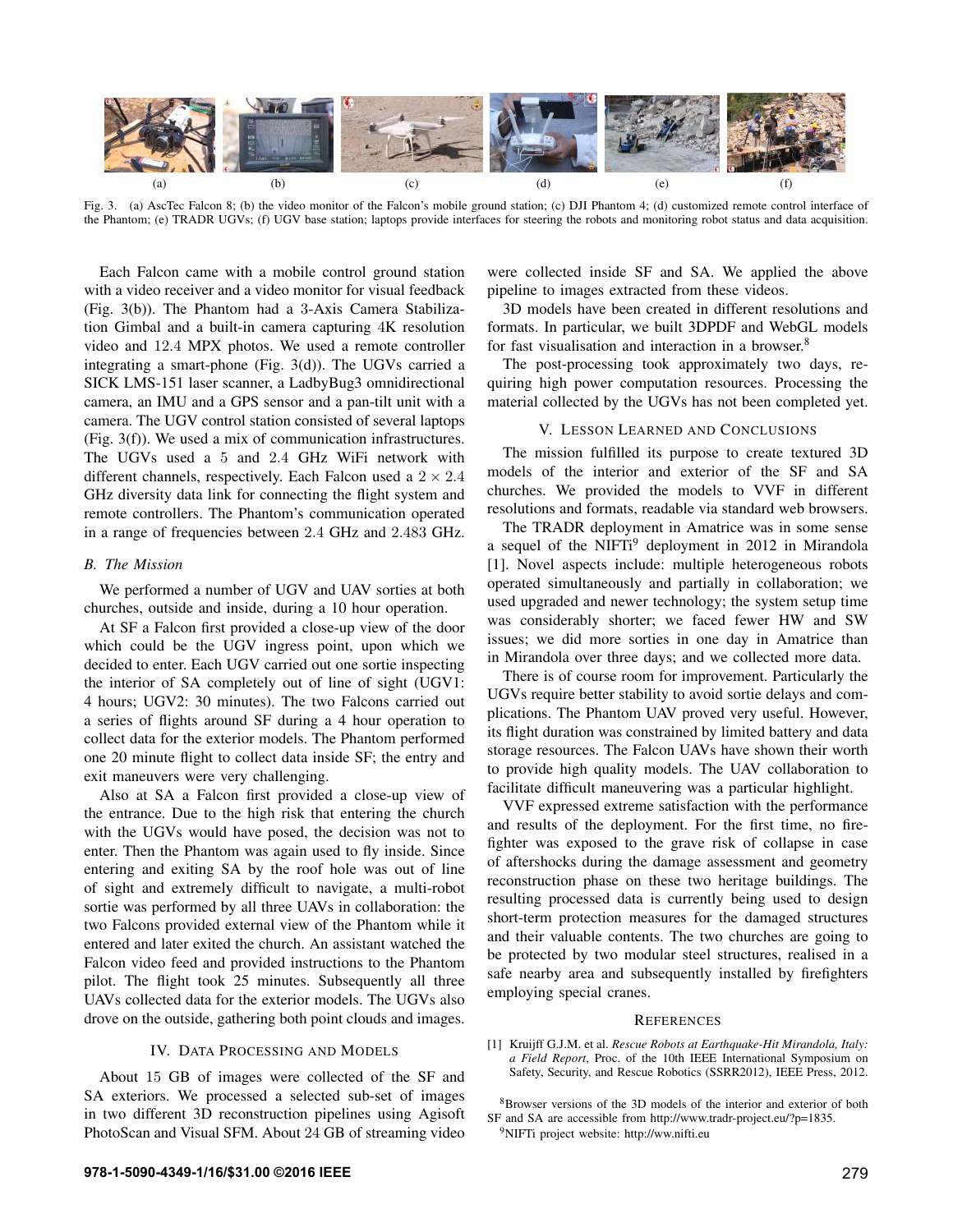(a) (b) (c) (d) (e) (f)

Fig. 3. (a) AscTec Falcon 8; (b) the video monitor of the Falcon's mobile ground station; (c) DJI Phantom 4; (d) customized remote control interface of the Phantom; (e) TRADR UGVs; (f) UGV base station; laptops provide interfaces for steering the robots and monitoring robot status and data acquisition.

Each Falcon came with a mobile control ground station with a video receiver and a video monitor for visual feedback (Fig. 3(b)). The Phantom had a 3-Axis Camera Stabilization Gimbal and a built-in camera capturing 4K resolution video and 12.4 MPX photos. We used a remote controller integrating a smart-phone (Fig. 3(d)). The UGVs carried a SICK LMS-151 laser scanner, a LadbyBug3 omnidirectional camera, an IMU and a GPS sensor and a pan-tilt unit with a camera. The UGV control station consisted of several laptops (Fig. 3(f)). We used a mix of communication infrastructures. The UGVs used a 5 and 2.4 GHz WiFi network with different channels, respectively. Each Falcon used a $2 \times 2.4$ GHz diversity data link for connecting the flight system and remote controllers. The Phantom's communication operated in a range of frequencies between 2.4 GHz and 2.483 GHz.

### B. The Mission

We performed a number of UGV and UAV sorties at both churches, outside and inside, during a 10 hour operation.

At SF a Falcon first provided a close-up view of the door which could be the UGV ingress point, upon which we decided to enter. Each UGV carried out one sortie inspecting the interior of SA completely out of line of sight (UGV1: 4 hours; UGV2: 30 minutes). The two Falcons carried out a series of flights around SF during a 4 hour operation to collect data for the exterior models. The Phantom performed one 20 minute flight to collect data inside SF; the entry and exit maneuvers were very challenging.

Also at SA a Falcon first provided a close-up view of the entrance. Due to the high risk that entering the church with the UGVs would have posed, the decision was not to enter. Then the Phantom was again used to fly inside. Since entering and exiting SA by the roof hole was out of line of sight and extremely difficult to navigate, a multi-robot sortie was performed by all three UAVs in collaboration: the two Falcons provided external view of the Phantom while it entered and later exited the church. An assistant watched the Falcon video feed and provided instructions to the Phantom pilot. The flight took 25 minutes. Subsequently all three UAVs collected data for the exterior models. The UGVs also drove on the outside, gathering both point clouds and images.

## IV. Data Processing and Models

About 15 GB of images were collected of the SF and SA exteriors. We processed a selected sub-set of images in two different 3D reconstruction pipelines using Agisoft PhotoScan and Visual SFM. About 24 GB of streaming video were collected inside SF and SA. We applied the above pipeline to images extracted from these videos.

3D models have been created in different resolutions and formats. In particular, we built 3DPDF and WebGL models for fast visualisation and interaction in a browser.[8]

The post-processing took approximately two days, requiring high power computation resources. Processing the material collected by the UGVs has not been completed yet.

## V. Lesson Learned and Conclusions

The mission fulfilled its purpose to create textured 3D models of the interior and exterior of the SF and SA churches. We provided the models to VVF in different resolutions and formats, readable via standard web browsers.

The TRADR deployment in Amatrice was in some sense a sequel of the NIFTi[9] deployment in 2012 in Mirandola [1]. Novel aspects include: multiple heterogeneous robots operated simultaneously and partially in collaboration; we used upgraded and newer technology; the system setup time was considerably shorter; we faced fewer HW and SW issues; we did more sorties in one day in Amatrice than in Mirandola over three days; and we collected more data.

There is of course room for improvement. Particularly the UGVs require better stability to avoid sortie delays and complications. The Phantom UAV proved very useful. However, its flight duration was constrained by limited battery and data storage resources. The Falcon UAVs have shown their worth to provide high quality models. The UAV collaboration to facilitate difficult maneuvering was a particular highlight.

VVF expressed extreme satisfaction with the performance and results of the deployment. For the first time, no firefighter was exposed to the grave risk of collapse in case of aftershocks during the damage assessment and geometry reconstruction phase on these two heritage buildings. The resulting processed data is currently being used to design short-term protection measures for the damaged structures and their valuable contents. The two churches are going to be protected by two modular steel structures, realised in a safe nearby area and subsequently installed by firefighters employing special cranes.

## References

[1] Kruijff G.J.M. et al. *Rescue Robots at Earthquake-Hit Mirandola, Italy: a Field Report*, Proc. of the 10th IEEE International Symposium on Safety, Security, and Rescue Robotics (SSRR2012), IEEE Press, 2012.

[8] Browser versions of the 3D models of the interior and exterior of both SF and SA are accessible from http://www.tradr-project.eu/?p=1835.

[9] NIFTi project website: http://ww.nifti.eu